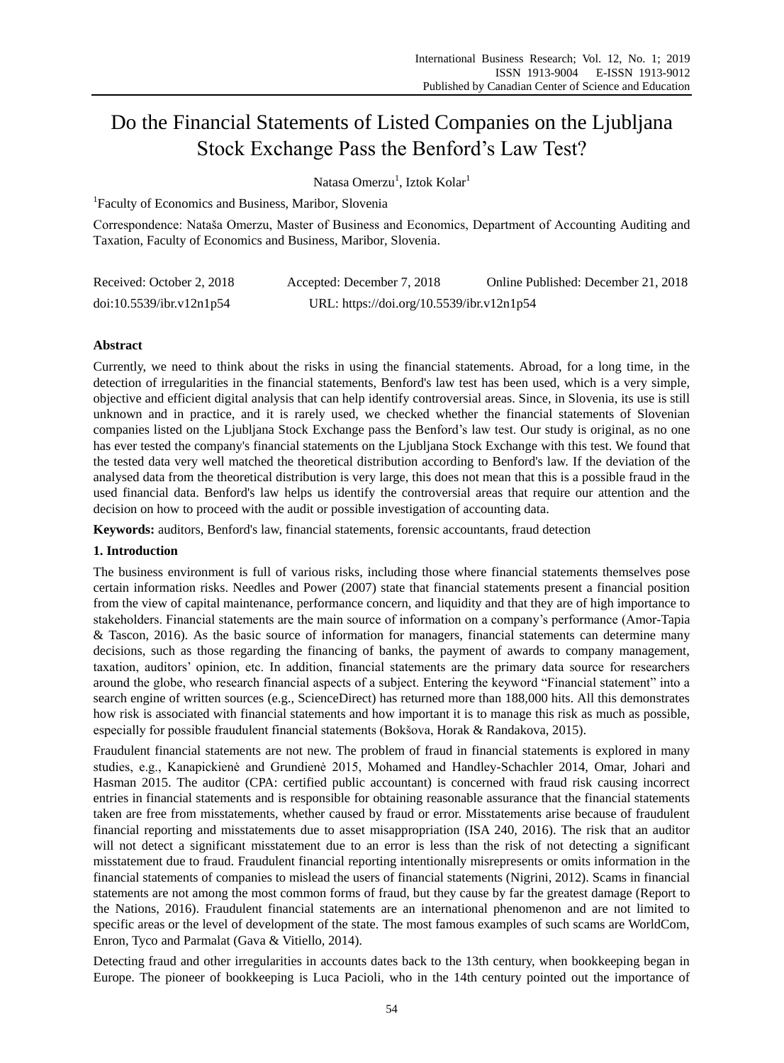# Do the Financial Statements of Listed Companies on the Ljubljana Stock Exchange Pass the Benford's Law Test?

Natasa Omerzu[1], Iztok Kolar[1]

[1]Faculty of Economics and Business, Maribor, Slovenia

Correspondence: Nataša Omerzu, Master of Business and Economics, Department of Accounting Auditing and Taxation, Faculty of Economics and Business, Maribor, Slovenia.

Received: October 2, 2018 Accepted: December 7, 2018 Online Published: December 21, 2018

doi:10.5539/ibr.v12n1p54 URL: https://doi.org/10.5539/ibr.v12n1p54

## Abstract

Currently, we need to think about the risks in using the financial statements. Abroad, for a long time, in the detection of irregularities in the financial statements, Benford's law test has been used, which is a very simple, objective and efficient digital analysis that can help identify controversial areas. Since, in Slovenia, its use is still unknown and in practice, and it is rarely used, we checked whether the financial statements of Slovenian companies listed on the Ljubljana Stock Exchange pass the Benford's law test. Our study is original, as no one has ever tested the company's financial statements on the Ljubljana Stock Exchange with this test. We found that the tested data very well matched the theoretical distribution according to Benford's law. If the deviation of the analysed data from the theoretical distribution is very large, this does not mean that this is a possible fraud in the used financial data. Benford's law helps us identify the controversial areas that require our attention and the decision on how to proceed with the audit or possible investigation of accounting data.

**Keywords:** auditors, Benford's law, financial statements, forensic accountants, fraud detection

## 1. Introduction

The business environment is full of various risks, including those where financial statements themselves pose certain information risks. Needles and Power (2007) state that financial statements present a financial position from the view of capital maintenance, performance concern, and liquidity and that they are of high importance to stakeholders. Financial statements are the main source of information on a company's performance (Amor-Tapia & Tascon, 2016). As the basic source of information for managers, financial statements can determine many decisions, such as those regarding the financing of banks, the payment of awards to company management, taxation, auditors' opinion, etc. In addition, financial statements are the primary data source for researchers around the globe, who research financial aspects of a subject. Entering the keyword "Financial statement" into a search engine of written sources (e.g., ScienceDirect) has returned more than 188,000 hits. All this demonstrates how risk is associated with financial statements and how important it is to manage this risk as much as possible, especially for possible fraudulent financial statements (Bokšova, Horak & Randakova, 2015).

Fraudulent financial statements are not new. The problem of fraud in financial statements is explored in many studies, e.g., Kanapickienė and Grundienė 2015, Mohamed and Handley-Schachler 2014, Omar, Johari and Hasman 2015. The auditor (CPA: certified public accountant) is concerned with fraud risk causing incorrect entries in financial statements and is responsible for obtaining reasonable assurance that the financial statements taken are free from misstatements, whether caused by fraud or error. Misstatements arise because of fraudulent financial reporting and misstatements due to asset misappropriation (ISA 240, 2016). The risk that an auditor will not detect a significant misstatement due to an error is less than the risk of not detecting a significant misstatement due to fraud. Fraudulent financial reporting intentionally misrepresents or omits information in the financial statements of companies to mislead the users of financial statements (Nigrini, 2012). Scams in financial statements are not among the most common forms of fraud, but they cause by far the greatest damage (Report to the Nations, 2016). Fraudulent financial statements are an international phenomenon and are not limited to specific areas or the level of development of the state. The most famous examples of such scams are WorldCom, Enron, Tyco and Parmalat (Gava & Vitiello, 2014).

Detecting fraud and other irregularities in accounts dates back to the 13th century, when bookkeeping began in Europe. The pioneer of bookkeeping is Luca Pacioli, who in the 14th century pointed out the importance of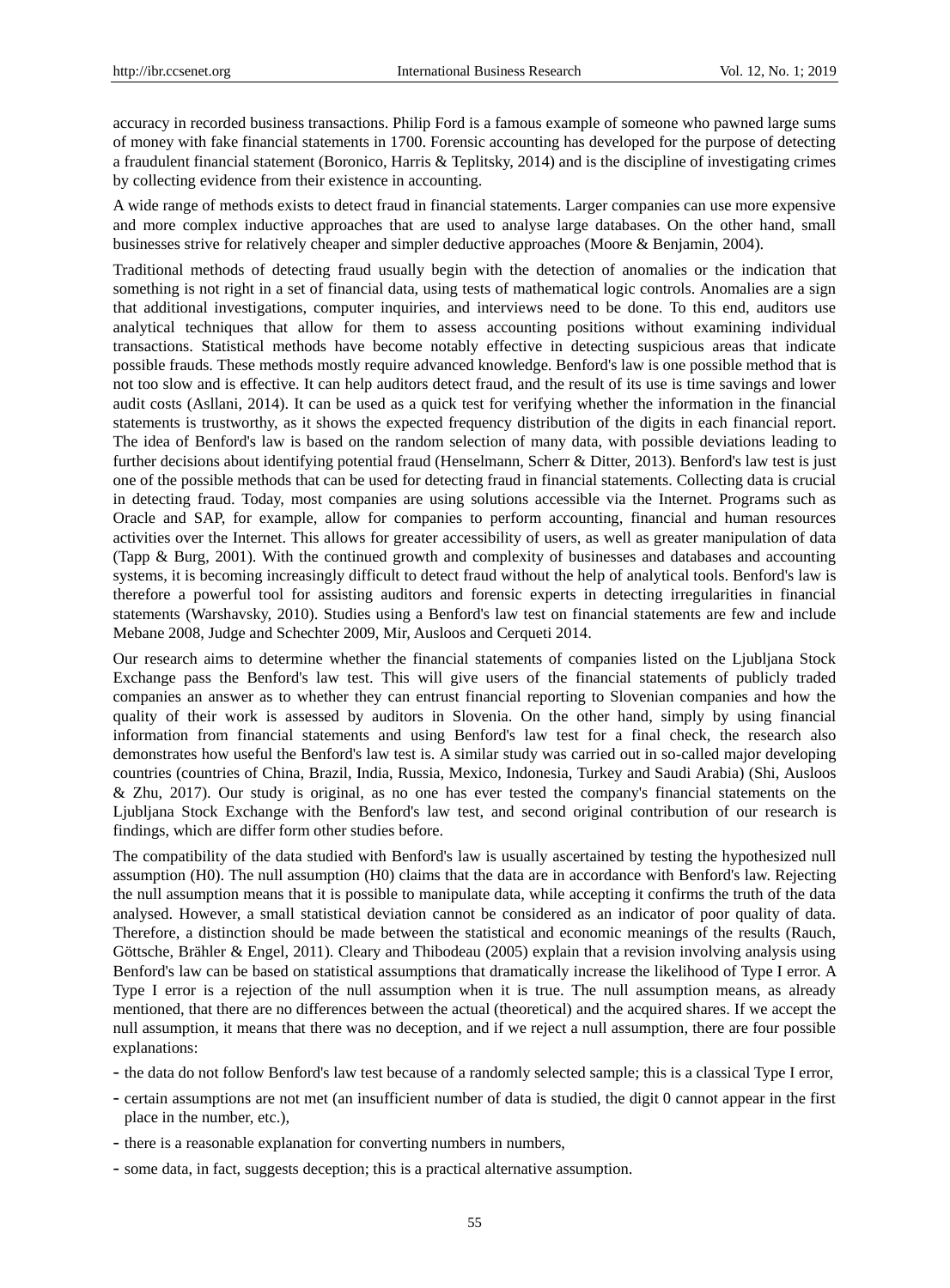accuracy in recorded business transactions. Philip Ford is a famous example of someone who pawned large sums of money with fake financial statements in 1700. Forensic accounting has developed for the purpose of detecting a fraudulent financial statement (Boronico, Harris & Teplitsky, 2014) and is the discipline of investigating crimes by collecting evidence from their existence in accounting.

A wide range of methods exists to detect fraud in financial statements. Larger companies can use more expensive and more complex inductive approaches that are used to analyse large databases. On the other hand, small businesses strive for relatively cheaper and simpler deductive approaches (Moore & Benjamin, 2004).

Traditional methods of detecting fraud usually begin with the detection of anomalies or the indication that something is not right in a set of financial data, using tests of mathematical logic controls. Anomalies are a sign that additional investigations, computer inquiries, and interviews need to be done. To this end, auditors use analytical techniques that allow for them to assess accounting positions without examining individual transactions. Statistical methods have become notably effective in detecting suspicious areas that indicate possible frauds. These methods mostly require advanced knowledge. Benford's law is one possible method that is not too slow and is effective. It can help auditors detect fraud, and the result of its use is time savings and lower audit costs (Asllani, 2014). It can be used as a quick test for verifying whether the information in the financial statements is trustworthy, as it shows the expected frequency distribution of the digits in each financial report. The idea of Benford's law is based on the random selection of many data, with possible deviations leading to further decisions about identifying potential fraud (Henselmann, Scherr & Ditter, 2013). Benford's law test is just one of the possible methods that can be used for detecting fraud in financial statements. Collecting data is crucial in detecting fraud. Today, most companies are using solutions accessible via the Internet. Programs such as Oracle and SAP, for example, allow for companies to perform accounting, financial and human resources activities over the Internet. This allows for greater accessibility of users, as well as greater manipulation of data (Tapp & Burg, 2001). With the continued growth and complexity of businesses and databases and accounting systems, it is becoming increasingly difficult to detect fraud without the help of analytical tools. Benford's law is therefore a powerful tool for assisting auditors and forensic experts in detecting irregularities in financial statements (Warshavsky, 2010). Studies using a Benford's law test on financial statements are few and include Mebane 2008, Judge and Schechter 2009, Mir, Ausloos and Cerqueti 2014.

Our research aims to determine whether the financial statements of companies listed on the Ljubljana Stock Exchange pass the Benford's law test. This will give users of the financial statements of publicly traded companies an answer as to whether they can entrust financial reporting to Slovenian companies and how the quality of their work is assessed by auditors in Slovenia. On the other hand, simply by using financial information from financial statements and using Benford's law test for a final check, the research also demonstrates how useful the Benford's law test is. A similar study was carried out in so-called major developing countries (countries of China, Brazil, India, Russia, Mexico, Indonesia, Turkey and Saudi Arabia) (Shi, Ausloos & Zhu, 2017). Our study is original, as no one has ever tested the company's financial statements on the Ljubljana Stock Exchange with the Benford's law test, and second original contribution of our research is findings, which are differ form other studies before.

The compatibility of the data studied with Benford's law is usually ascertained by testing the hypothesized null assumption (H0). The null assumption (H0) claims that the data are in accordance with Benford's law. Rejecting the null assumption means that it is possible to manipulate data, while accepting it confirms the truth of the data analysed. However, a small statistical deviation cannot be considered as an indicator of poor quality of data. Therefore, a distinction should be made between the statistical and economic meanings of the results (Rauch, Göttsche, Brähler & Engel, 2011). Cleary and Thibodeau (2005) explain that a revision involving analysis using Benford's law can be based on statistical assumptions that dramatically increase the likelihood of Type I error. A Type I error is a rejection of the null assumption when it is true. The null assumption means, as already mentioned, that there are no differences between the actual (theoretical) and the acquired shares. If we accept the null assumption, it means that there was no deception, and if we reject a null assumption, there are four possible explanations:

- the data do not follow Benford's law test because of a randomly selected sample; this is a classical Type I error,
- certain assumptions are not met (an insufficient number of data is studied, the digit 0 cannot appear in the first place in the number, etc.),
- there is a reasonable explanation for converting numbers in numbers,
- some data, in fact, suggests deception; this is a practical alternative assumption.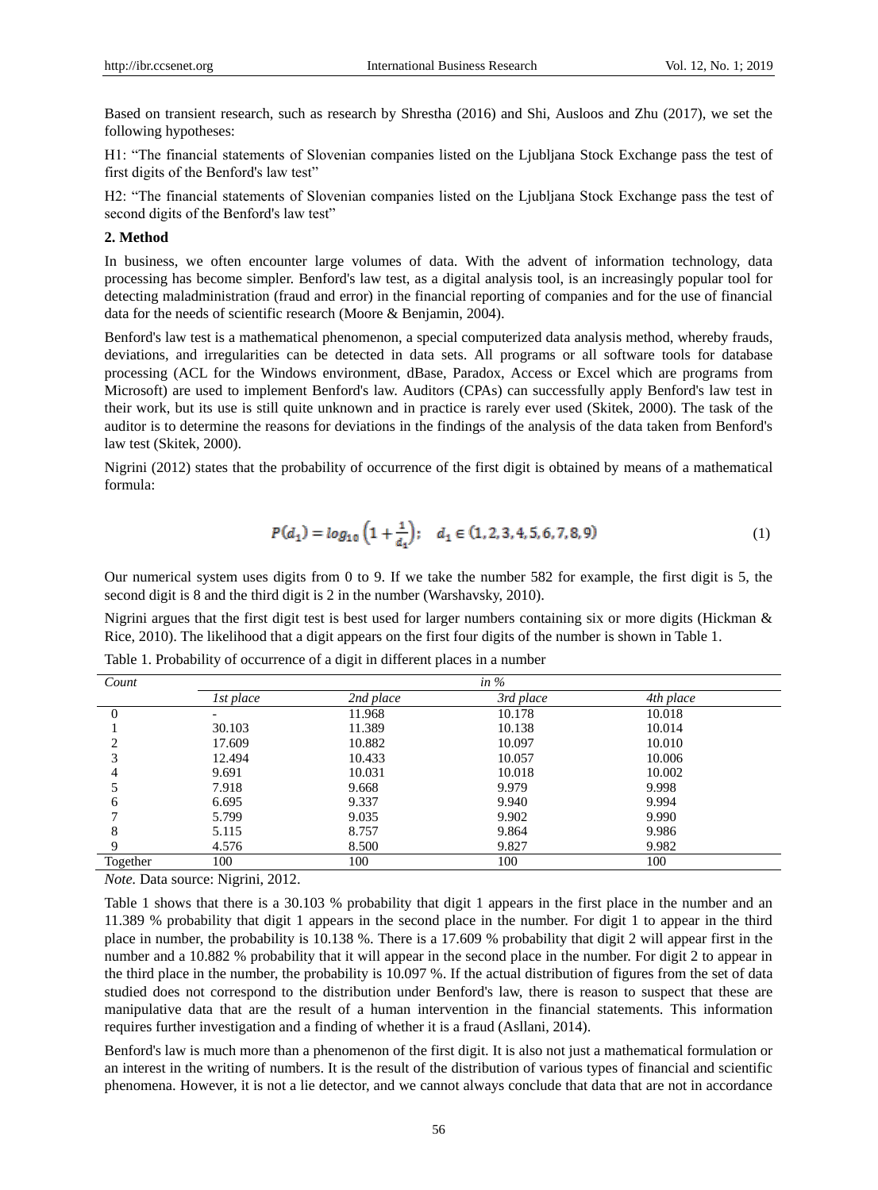Based on transient research, such as research by Shrestha (2016) and Shi, Ausloos and Zhu (2017), we set the following hypotheses:

H1: "The financial statements of Slovenian companies listed on the Ljubljana Stock Exchange pass the test of first digits of the Benford's law test"

H2: "The financial statements of Slovenian companies listed on the Ljubljana Stock Exchange pass the test of second digits of the Benford's law test"

## 2. Method

In business, we often encounter large volumes of data. With the advent of information technology, data processing has become simpler. Benford's law test, as a digital analysis tool, is an increasingly popular tool for detecting maladministration (fraud and error) in the financial reporting of companies and for the use of financial data for the needs of scientific research (Moore & Benjamin, 2004).

Benford's law test is a mathematical phenomenon, a special computerized data analysis method, whereby frauds, deviations, and irregularities can be detected in data sets. All programs or all software tools for database processing (ACL for the Windows environment, dBase, Paradox, Access or Excel which are programs from Microsoft) are used to implement Benford's law. Auditors (CPAs) can successfully apply Benford's law test in their work, but its use is still quite unknown and in practice is rarely ever used (Skitek, 2000). The task of the auditor is to determine the reasons for deviations in the findings of the analysis of the data taken from Benford's law test (Skitek, 2000).

Nigrini (2012) states that the probability of occurrence of the first digit is obtained by means of a mathematical formula:

$$P(d_1) = log_{10}\left(1 + \frac{1}{d_1}\right); \quad d_1 \in (1, 2, 3, 4, 5, 6, 7, 8, 9) \tag{1}$$

Our numerical system uses digits from 0 to 9. If we take the number 582 for example, the first digit is 5, the second digit is 8 and the third digit is 2 in the number (Warshavsky, 2010).

Nigrini argues that the first digit test is best used for larger numbers containing six or more digits (Hickman & Rice, 2010). The likelihood that a digit appears on the first four digits of the number is shown in Table 1.

Table 1. Probability of occurrence of a digit in different places in a number

| *Count* | *in %* | | | |
|---|---|---|---|---|
| | *1st place* | *2nd place* | *3rd place* | *4th place* |
| 0 | - | 11.968 | 10.178 | 10.018 |
| 1 | 30.103 | 11.389 | 10.138 | 10.014 |
| 2 | 17.609 | 10.882 | 10.097 | 10.010 |
| 3 | 12.494 | 10.433 | 10.057 | 10.006 |
| 4 | 9.691 | 10.031 | 10.018 | 10.002 |
| 5 | 7.918 | 9.668 | 9.979 | 9.998 |
| 6 | 6.695 | 9.337 | 9.940 | 9.994 |
| 7 | 5.799 | 9.035 | 9.902 | 9.990 |
| 8 | 5.115 | 8.757 | 9.864 | 9.986 |
| 9 | 4.576 | 8.500 | 9.827 | 9.982 |
| Together | 100 | 100 | 100 | 100 |

*Note.* Data source: Nigrini, 2012.

Table 1 shows that there is a 30.103 % probability that digit 1 appears in the first place in the number and an 11.389 % probability that digit 1 appears in the second place in the number. For digit 1 to appear in the third place in number, the probability is 10.138 %. There is a 17.609 % probability that digit 2 will appear first in the number and a 10.882 % probability that it will appear in the second place in the number. For digit 2 to appear in the third place in the number, the probability is 10.097 %. If the actual distribution of figures from the set of data studied does not correspond to the distribution under Benford's law, there is reason to suspect that these are manipulative data that are the result of a human intervention in the financial statements. This information requires further investigation and a finding of whether it is a fraud (Asllani, 2014).

Benford's law is much more than a phenomenon of the first digit. It is also not just a mathematical formulation or an interest in the writing of numbers. It is the result of the distribution of various types of financial and scientific phenomena. However, it is not a lie detector, and we cannot always conclude that data that are not in accordance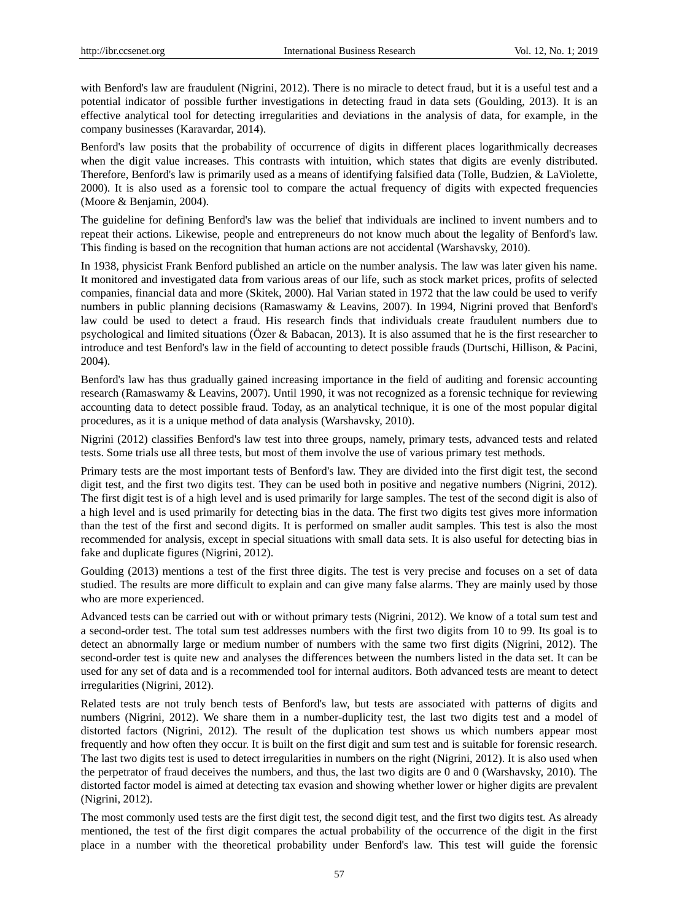with Benford's law are fraudulent (Nigrini, 2012). There is no miracle to detect fraud, but it is a useful test and a potential indicator of possible further investigations in detecting fraud in data sets (Goulding, 2013). It is an effective analytical tool for detecting irregularities and deviations in the analysis of data, for example, in the company businesses (Karavardar, 2014).

Benford's law posits that the probability of occurrence of digits in different places logarithmically decreases when the digit value increases. This contrasts with intuition, which states that digits are evenly distributed. Therefore, Benford's law is primarily used as a means of identifying falsified data (Tolle, Budzien, & LaViolette, 2000). It is also used as a forensic tool to compare the actual frequency of digits with expected frequencies (Moore & Benjamin, 2004).

The guideline for defining Benford's law was the belief that individuals are inclined to invent numbers and to repeat their actions. Likewise, people and entrepreneurs do not know much about the legality of Benford's law. This finding is based on the recognition that human actions are not accidental (Warshavsky, 2010).

In 1938, physicist Frank Benford published an article on the number analysis. The law was later given his name. It monitored and investigated data from various areas of our life, such as stock market prices, profits of selected companies, financial data and more (Skitek, 2000). Hal Varian stated in 1972 that the law could be used to verify numbers in public planning decisions (Ramaswamy & Leavins, 2007). In 1994, Nigrini proved that Benford's law could be used to detect a fraud. His research finds that individuals create fraudulent numbers due to psychological and limited situations (Özer & Babacan, 2013). It is also assumed that he is the first researcher to introduce and test Benford's law in the field of accounting to detect possible frauds (Durtschi, Hillison, & Pacini, 2004).

Benford's law has thus gradually gained increasing importance in the field of auditing and forensic accounting research (Ramaswamy & Leavins, 2007). Until 1990, it was not recognized as a forensic technique for reviewing accounting data to detect possible fraud. Today, as an analytical technique, it is one of the most popular digital procedures, as it is a unique method of data analysis (Warshavsky, 2010).

Nigrini (2012) classifies Benford's law test into three groups, namely, primary tests, advanced tests and related tests. Some trials use all three tests, but most of them involve the use of various primary test methods.

Primary tests are the most important tests of Benford's law. They are divided into the first digit test, the second digit test, and the first two digits test. They can be used both in positive and negative numbers (Nigrini, 2012). The first digit test is of a high level and is used primarily for large samples. The test of the second digit is also of a high level and is used primarily for detecting bias in the data. The first two digits test gives more information than the test of the first and second digits. It is performed on smaller audit samples. This test is also the most recommended for analysis, except in special situations with small data sets. It is also useful for detecting bias in fake and duplicate figures (Nigrini, 2012).

Goulding (2013) mentions a test of the first three digits. The test is very precise and focuses on a set of data studied. The results are more difficult to explain and can give many false alarms. They are mainly used by those who are more experienced.

Advanced tests can be carried out with or without primary tests (Nigrini, 2012). We know of a total sum test and a second-order test. The total sum test addresses numbers with the first two digits from 10 to 99. Its goal is to detect an abnormally large or medium number of numbers with the same two first digits (Nigrini, 2012). The second-order test is quite new and analyses the differences between the numbers listed in the data set. It can be used for any set of data and is a recommended tool for internal auditors. Both advanced tests are meant to detect irregularities (Nigrini, 2012).

Related tests are not truly bench tests of Benford's law, but tests are associated with patterns of digits and numbers (Nigrini, 2012). We share them in a number-duplicity test, the last two digits test and a model of distorted factors (Nigrini, 2012). The result of the duplication test shows us which numbers appear most frequently and how often they occur. It is built on the first digit and sum test and is suitable for forensic research. The last two digits test is used to detect irregularities in numbers on the right (Nigrini, 2012). It is also used when the perpetrator of fraud deceives the numbers, and thus, the last two digits are 0 and 0 (Warshavsky, 2010). The distorted factor model is aimed at detecting tax evasion and showing whether lower or higher digits are prevalent (Nigrini, 2012).

The most commonly used tests are the first digit test, the second digit test, and the first two digits test. As already mentioned, the test of the first digit compares the actual probability of the occurrence of the digit in the first place in a number with the theoretical probability under Benford's law. This test will guide the forensic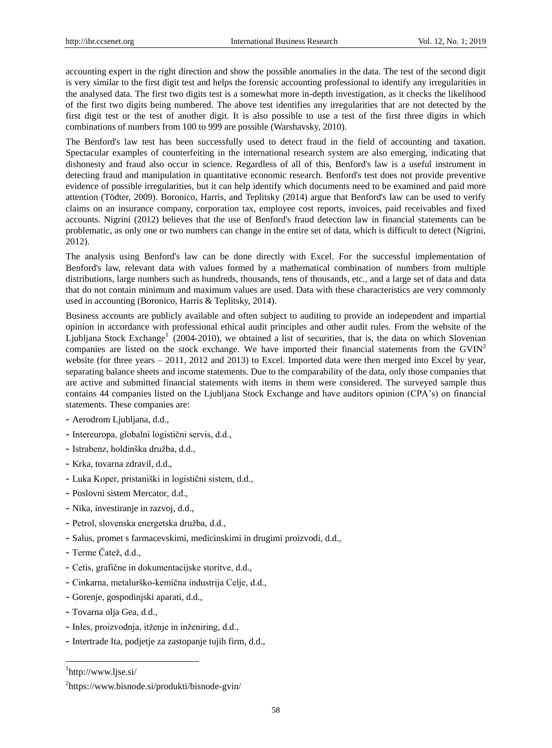accounting expert in the right direction and show the possible anomalies in the data. The test of the second digit is very similar to the first digit test and helps the forensic accounting professional to identify any irregularities in the analysed data. The first two digits test is a somewhat more in-depth investigation, as it checks the likelihood of the first two digits being numbered. The above test identifies any irregularities that are not detected by the first digit test or the test of another digit. It is also possible to use a test of the first three digits in which combinations of numbers from 100 to 999 are possible (Warshavsky, 2010).

The Benford's law test has been successfully used to detect fraud in the field of accounting and taxation. Spectacular examples of counterfeiting in the international research system are also emerging, indicating that dishonesty and fraud also occur in science. Regardless of all of this, Benford's law is a useful instrument in detecting fraud and manipulation in quantitative economic research. Benford's test does not provide preventive evidence of possible irregularities, but it can help identify which documents need to be examined and paid more attention (Tödter, 2009). Boronico, Harris, and Teplitsky (2014) argue that Benford's law can be used to verify claims on an insurance company, corporation tax, employee cost reports, invoices, paid receivables and fixed accounts. Nigrini (2012) believes that the use of Benford's fraud detection law in financial statements can be problematic, as only one or two numbers can change in the entire set of data, which is difficult to detect (Nigrini, 2012).

The analysis using Benford's law can be done directly with Excel. For the successful implementation of Benford's law, relevant data with values formed by a mathematical combination of numbers from multiple distributions, large numbers such as hundreds, thousands, tens of thousands, etc., and a large set of data and data that do not contain minimum and maximum values are used. Data with these characteristics are very commonly used in accounting (Boronico, Harris & Teplitsky, 2014).

Business accounts are publicly available and often subject to auditing to provide an independent and impartial opinion in accordance with professional ethical audit principles and other audit rules. From the website of the Ljubljana Stock Exchange[1] (2004-2010), we obtained a list of securities, that is, the data on which Slovenian companies are listed on the stock exchange. We have imported their financial statements from the GVIN[2] website (for three years – 2011, 2012 and 2013) to Excel. Imported data were then merged into Excel by year, separating balance sheets and income statements. Due to the comparability of the data, only those companies that are active and submitted financial statements with items in them were considered. The surveyed sample thus contains 44 companies listed on the Ljubljana Stock Exchange and have auditors opinion (CPA's) on financial statements. These companies are:

- Aerodrom Ljubljana, d.d.,
- Intereuropa, globalni logistični servis, d.d.,
- Istrabenz, holdinška družba, d.d.,
- Krka, tovarna zdravil, d.d.,
- Luka Koper, pristaniški in logistični sistem, d.d.,
- Poslovni sistem Mercator, d.d.,
- Nika, investiranje in razvoj, d.d.,
- Petrol, slovenska energetska družba, d.d.,
- Salus, promet s farmacevskimi, medicinskimi in drugimi proizvodi, d.d.,
- Terme Čatež, d.d.,
- Cetis, grafične in dokumentacijske storitve, d.d.,
- Cinkarna, metalurško-kemična industrija Celje, d.d.,
- Gorenje, gospodinjski aparati, d.d.,
- Tovarna olja Gea, d.d.,
- Inles, proizvodnja, itženje in inženiring, d.d.,
- Intertrade Ita, podjetje za zastopanje tujih firm, d.d.,

[1] http://www.ljse.si/

[2] https://www.bisnode.si/produkti/bisnode-gvin/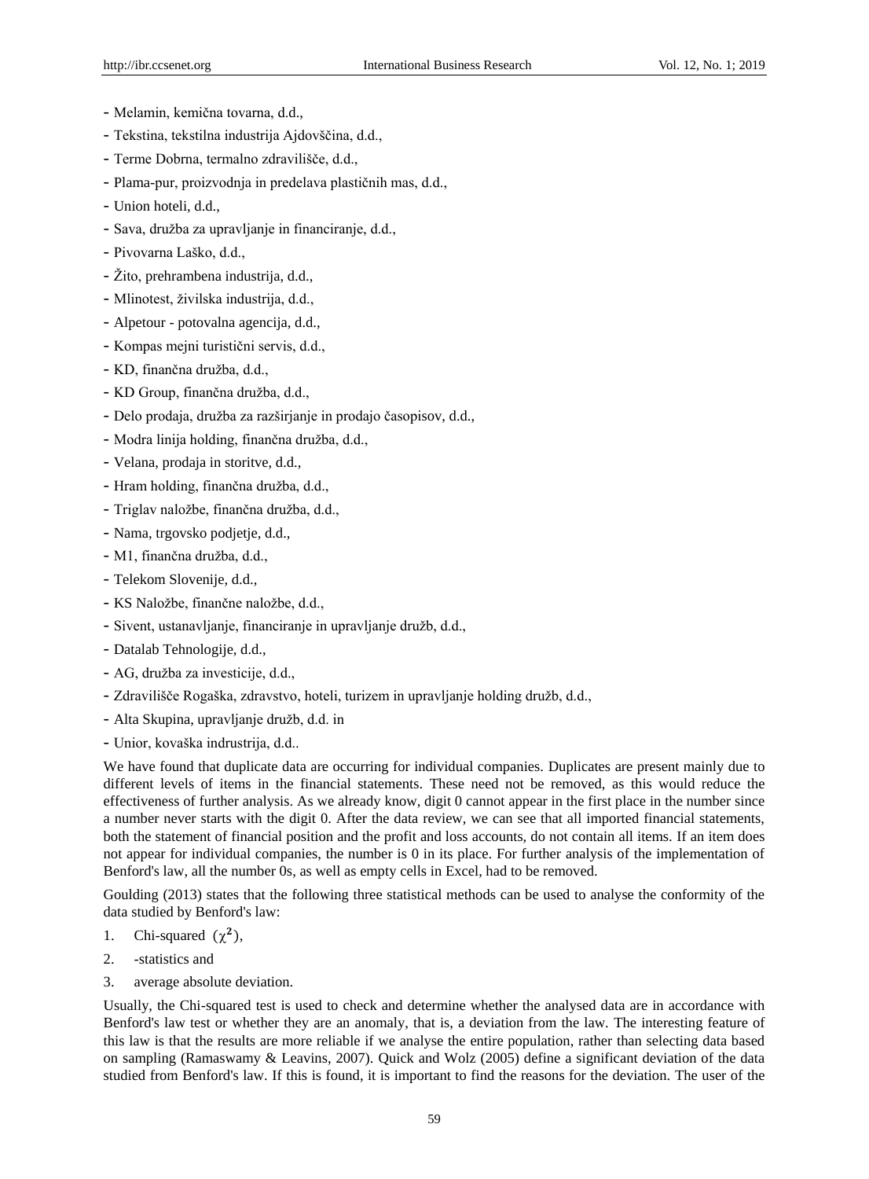- Melamin, kemična tovarna, d.d.,
- Tekstina, tekstilna industrija Ajdovščina, d.d.,
- Terme Dobrna, termalno zdravilišče, d.d.,
- Plama-pur, proizvodnja in predelava plastičnih mas, d.d.,
- Union hoteli, d.d.,
- Sava, družba za upravljanje in financiranje, d.d.,
- Pivovarna Laško, d.d.,
- Žito, prehrambena industrija, d.d.,
- Mlinotest, živilska industrija, d.d.,
- Alpetour - potovalna agencija, d.d.,
- Kompas mejni turistični servis, d.d.,
- KD, finančna družba, d.d.,
- KD Group, finančna družba, d.d.,
- Delo prodaja, družba za razširjanje in prodajo časopisov, d.d.,
- Modra linija holding, finančna družba, d.d.,
- Velana, prodaja in storitve, d.d.,
- Hram holding, finančna družba, d.d.,
- Triglav naložbe, finančna družba, d.d.,
- Nama, trgovsko podjetje, d.d.,
- M1, finančna družba, d.d.,
- Telekom Slovenije, d.d.,
- KS Naložbe, finančne naložbe, d.d.,
- Sivent, ustanavljanje, financiranje in upravljanje družb, d.d.,
- Datalab Tehnologije, d.d.,
- AG, družba za investicije, d.d.,
- Zdravilišče Rogaška, zdravstvo, hoteli, turizem in upravljanje holding družb, d.d.,
- Alta Skupina, upravljanje družb, d.d. in
- Unior, kovaška indrustrija, d.d..

We have found that duplicate data are occurring for individual companies. Duplicates are present mainly due to different levels of items in the financial statements. These need not be removed, as this would reduce the effectiveness of further analysis. As we already know, digit 0 cannot appear in the first place in the number since a number never starts with the digit 0. After the data review, we can see that all imported financial statements, both the statement of financial position and the profit and loss accounts, do not contain all items. If an item does not appear for individual companies, the number is 0 in its place. For further analysis of the implementation of Benford's law, all the number 0s, as well as empty cells in Excel, had to be removed.

Goulding (2013) states that the following three statistical methods can be used to analyse the conformity of the data studied by Benford's law:

1. Chi-squared ($\chi^2$),
2. -statistics and
3. average absolute deviation.

Usually, the Chi-squared test is used to check and determine whether the analysed data are in accordance with Benford's law test or whether they are an anomaly, that is, a deviation from the law. The interesting feature of this law is that the results are more reliable if we analyse the entire population, rather than selecting data based on sampling (Ramaswamy & Leavins, 2007). Quick and Wolz (2005) define a significant deviation of the data studied from Benford's law. If this is found, it is important to find the reasons for the deviation. The user of the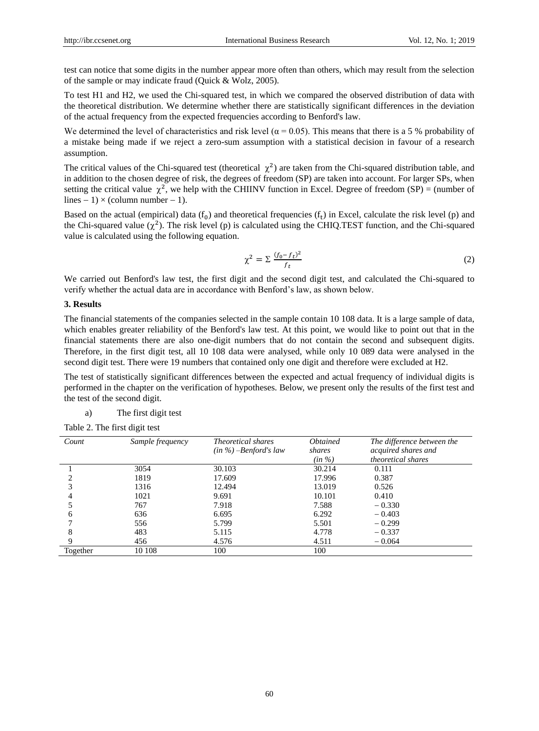test can notice that some digits in the number appear more often than others, which may result from the selection of the sample or may indicate fraud (Quick & Wolz, 2005).

To test H1 and H2, we used the Chi-squared test, in which we compared the observed distribution of data with the theoretical distribution. We determine whether there are statistically significant differences in the deviation of the actual frequency from the expected frequencies according to Benford's law.

We determined the level of characteristics and risk level ($\alpha = 0.05$). This means that there is a 5 % probability of a mistake being made if we reject a zero-sum assumption with a statistical decision in favour of a research assumption.

The critical values of the Chi-squared test (theoretical $\chi^2$) are taken from the Chi-squared distribution table, and in addition to the chosen degree of risk, the degrees of freedom (SP) are taken into account. For larger SPs, when setting the critical value $\chi^2$, we help with the CHIINV function in Excel. Degree of freedom (SP) = (number of lines − 1) × (column number − 1).

Based on the actual (empirical) data ($f_0$) and theoretical frequencies ($f_t$) in Excel, calculate the risk level (p) and the Chi-squared value ($\chi^2$). The risk level (p) is calculated using the CHIQ.TEST function, and the Chi-squared value is calculated using the following equation.

$$\chi^2 = \Sigma \frac{(f_0 - f_t)^2}{f_t} \tag{2}$$

We carried out Benford's law test, the first digit and the second digit test, and calculated the Chi-squared to verify whether the actual data are in accordance with Benford's law, as shown below.

## 3. Results

The financial statements of the companies selected in the sample contain 10 108 data. It is a large sample of data, which enables greater reliability of the Benford's law test. At this point, we would like to point out that in the financial statements there are also one-digit numbers that do not contain the second and subsequent digits. Therefore, in the first digit test, all 10 108 data were analysed, while only 10 089 data were analysed in the second digit test. There were 19 numbers that contained only one digit and therefore were excluded at H2.

The test of statistically significant differences between the expected and actual frequency of individual digits is performed in the chapter on the verification of hypotheses. Below, we present only the results of the first test and the test of the second digit.

a) The first digit test

Table 2. The first digit test

| *Count* | *Sample frequency* | *Theoretical shares (in %) –Benford's law* | *Obtained shares (in %)* | *The difference between the acquired shares and theoretical shares* |
|---|---|---|---|---|
| 1 | 3054 | 30.103 | 30.214 | 0.111 |
| 2 | 1819 | 17.609 | 17.996 | 0.387 |
| 3 | 1316 | 12.494 | 13.019 | 0.526 |
| 4 | 1021 | 9.691 | 10.101 | 0.410 |
| 5 | 767 | 7.918 | 7.588 | − 0.330 |
| 6 | 636 | 6.695 | 6.292 | − 0.403 |
| 7 | 556 | 5.799 | 5.501 | − 0.299 |
| 8 | 483 | 5.115 | 4.778 | − 0.337 |
| 9 | 456 | 4.576 | 4.511 | − 0.064 |
| Together | 10 108 | 100 | 100 | |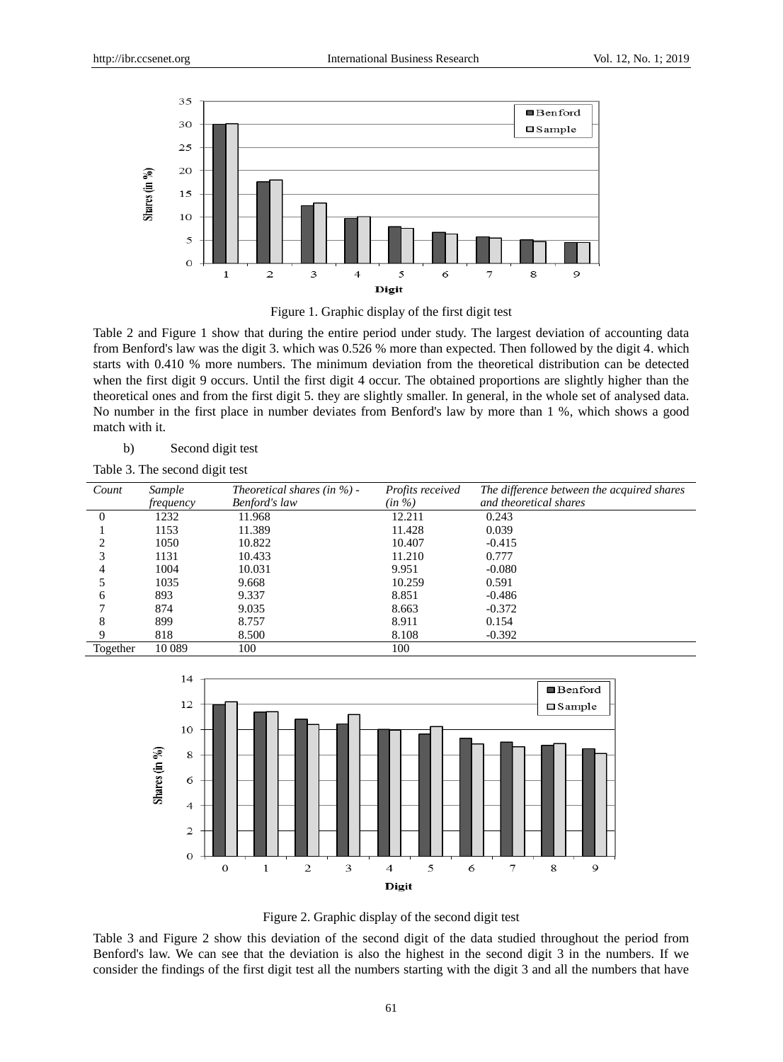Figure 1. Graphic display of the first digit test

Table 2 and Figure 1 show that during the entire period under study. The largest deviation of accounting data from Benford's law was the digit 3. which was 0.526 % more than expected. Then followed by the digit 4. which starts with 0.410 % more numbers. The minimum deviation from the theoretical distribution can be detected when the first digit 9 occurs. Until the first digit 4 occur. The obtained proportions are slightly higher than the theoretical ones and from the first digit 5. they are slightly smaller. In general, in the whole set of analysed data. No number in the first place in number deviates from Benford's law by more than 1 %, which shows a good match with it.

b) Second digit test

Table 3. The second digit test

| *Count* | *Sample frequency* | *Theoretical shares (in %) - Benford's law* | *Profits received (in %)* | *The difference between the acquired shares and theoretical shares* |
|---|---|---|---|---|
| 0 | 1232 | 11.968 | 12.211 | 0.243 |
| 1 | 1153 | 11.389 | 11.428 | 0.039 |
| 2 | 1050 | 10.822 | 10.407 | -0.415 |
| 3 | 1131 | 10.433 | 11.210 | 0.777 |
| 4 | 1004 | 10.031 | 9.951 | -0.080 |
| 5 | 1035 | 9.668 | 10.259 | 0.591 |
| 6 | 893 | 9.337 | 8.851 | -0.486 |
| 7 | 874 | 9.035 | 8.663 | -0.372 |
| 8 | 899 | 8.757 | 8.911 | 0.154 |
| 9 | 818 | 8.500 | 8.108 | -0.392 |
| Together | 10 089 | 100 | 100 | |

Figure 2. Graphic display of the second digit test

Table 3 and Figure 2 show this deviation of the second digit of the data studied throughout the period from Benford's law. We can see that the deviation is also the highest in the second digit 3 in the numbers. If we consider the findings of the first digit test all the numbers starting with the digit 3 and all the numbers that have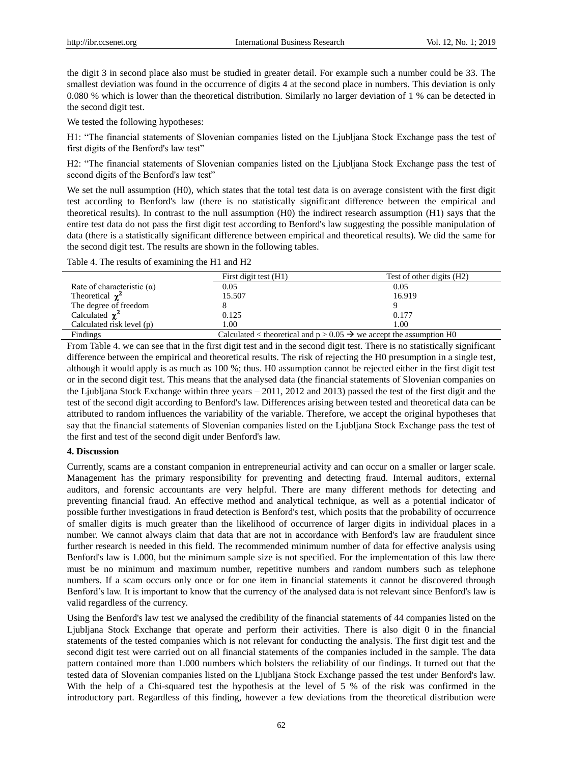the digit 3 in second place also must be studied in greater detail. For example such a number could be 33. The smallest deviation was found in the occurrence of digits 4 at the second place in numbers. This deviation is only 0.080 % which is lower than the theoretical distribution. Similarly no larger deviation of 1 % can be detected in the second digit test.

We tested the following hypotheses:

H1: "The financial statements of Slovenian companies listed on the Ljubljana Stock Exchange pass the test of first digits of the Benford's law test"

H2: "The financial statements of Slovenian companies listed on the Ljubljana Stock Exchange pass the test of second digits of the Benford's law test"

We set the null assumption (H0), which states that the total test data is on average consistent with the first digit test according to Benford's law (there is no statistically significant difference between the empirical and theoretical results). In contrast to the null assumption (H0) the indirect research assumption (H1) says that the entire test data do not pass the first digit test according to Benford's law suggesting the possible manipulation of data (there is a statistically significant difference between empirical and theoretical results). We did the same for the second digit test. The results are shown in the following tables.

Table 4. The results of examining the H1 and H2

| | First digit test (H1) | Test of other digits (H2) |
|---|---|---|
| Rate of characteristic (α) | 0.05 | 0.05 |
| Theoretical $\chi^2$ | 15.507 | 16.919 |
| The degree of freedom | 8 | 9 |
| Calculated $\chi^2$ | 0.125 | 0.177 |
| Calculated risk level (p) | 1.00 | 1.00 |
| Findings | Calculated < theoretical and $p > 0.05$ → we accept the assumption H0 | |

From Table 4. we can see that in the first digit test and in the second digit test. There is no statistically significant difference between the empirical and theoretical results. The risk of rejecting the H0 presumption in a single test, although it would apply is as much as 100 %; thus. H0 assumption cannot be rejected either in the first digit test or in the second digit test. This means that the analysed data (the financial statements of Slovenian companies on the Ljubljana Stock Exchange within three years – 2011, 2012 and 2013) passed the test of the first digit and the test of the second digit according to Benford's law. Differences arising between tested and theoretical data can be attributed to random influences the variability of the variable. Therefore, we accept the original hypotheses that say that the financial statements of Slovenian companies listed on the Ljubljana Stock Exchange pass the test of the first and test of the second digit under Benford's law.

## 4. Discussion

Currently, scams are a constant companion in entrepreneurial activity and can occur on a smaller or larger scale. Management has the primary responsibility for preventing and detecting fraud. Internal auditors, external auditors, and forensic accountants are very helpful. There are many different methods for detecting and preventing financial fraud. An effective method and analytical technique, as well as a potential indicator of possible further investigations in fraud detection is Benford's test, which posits that the probability of occurrence of smaller digits is much greater than the likelihood of occurrence of larger digits in individual places in a number. We cannot always claim that data that are not in accordance with Benford's law are fraudulent since further research is needed in this field. The recommended minimum number of data for effective analysis using Benford's law is 1.000, but the minimum sample size is not specified. For the implementation of this law there must be no minimum and maximum number, repetitive numbers and random numbers such as telephone numbers. If a scam occurs only once or for one item in financial statements it cannot be discovered through Benford's law. It is important to know that the currency of the analysed data is not relevant since Benford's law is valid regardless of the currency.

Using the Benford's law test we analysed the credibility of the financial statements of 44 companies listed on the Ljubljana Stock Exchange that operate and perform their activities. There is also digit 0 in the financial statements of the tested companies which is not relevant for conducting the analysis. The first digit test and the second digit test were carried out on all financial statements of the companies included in the sample. The data pattern contained more than 1.000 numbers which bolsters the reliability of our findings. It turned out that the tested data of Slovenian companies listed on the Ljubljana Stock Exchange passed the test under Benford's law. With the help of a Chi-squared test the hypothesis at the level of 5 % of the risk was confirmed in the introductory part. Regardless of this finding, however a few deviations from the theoretical distribution were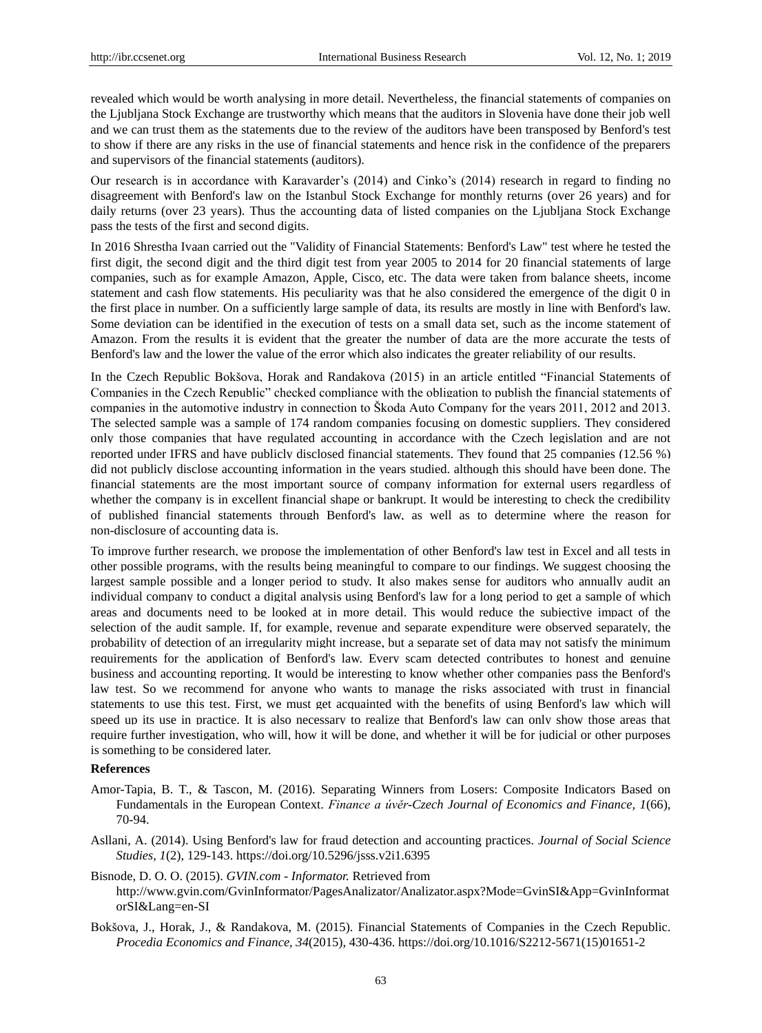revealed which would be worth analysing in more detail. Nevertheless, the financial statements of companies on the Ljubljana Stock Exchange are trustworthy which means that the auditors in Slovenia have done their job well and we can trust them as the statements due to the review of the auditors have been transposed by Benford's test to show if there are any risks in the use of financial statements and hence risk in the confidence of the preparers and supervisors of the financial statements (auditors).

Our research is in accordance with Karavarder's (2014) and Cinko's (2014) research in regard to finding no disagreement with Benford's law on the Istanbul Stock Exchange for monthly returns (over 26 years) and for daily returns (over 23 years). Thus the accounting data of listed companies on the Ljubljana Stock Exchange pass the tests of the first and second digits.

In 2016 Shrestha Ivaan carried out the "Validity of Financial Statements: Benford's Law" test where he tested the first digit, the second digit and the third digit test from year 2005 to 2014 for 20 financial statements of large companies, such as for example Amazon, Apple, Cisco, etc. The data were taken from balance sheets, income statement and cash flow statements. His peculiarity was that he also considered the emergence of the digit 0 in the first place in number. On a sufficiently large sample of data, its results are mostly in line with Benford's law. Some deviation can be identified in the execution of tests on a small data set, such as the income statement of Amazon. From the results it is evident that the greater the number of data are the more accurate the tests of Benford's law and the lower the value of the error which also indicates the greater reliability of our results.

In the Czech Republic Bokšova, Horak and Randakova (2015) in an article entitled "Financial Statements of Companies in the Czech Republic" checked compliance with the obligation to publish the financial statements of companies in the automotive industry in connection to Škoda Auto Company for the years 2011, 2012 and 2013. The selected sample was a sample of 174 random companies focusing on domestic suppliers. They considered only those companies that have regulated accounting in accordance with the Czech legislation and are not reported under IFRS and have publicly disclosed financial statements. They found that 25 companies (12.56 %) did not publicly disclose accounting information in the years studied, although this should have been done. The financial statements are the most important source of company information for external users regardless of whether the company is in excellent financial shape or bankrupt. It would be interesting to check the credibility of published financial statements through Benford's law, as well as to determine where the reason for non-disclosure of accounting data is.

To improve further research, we propose the implementation of other Benford's law test in Excel and all tests in other possible programs, with the results being meaningful to compare to our findings. We suggest choosing the largest sample possible and a longer period to study. It also makes sense for auditors who annually audit an individual company to conduct a digital analysis using Benford's law for a long period to get a sample of which areas and documents need to be looked at in more detail. This would reduce the subjective impact of the selection of the audit sample. If, for example, revenue and separate expenditure were observed separately, the probability of detection of an irregularity might increase, but a separate set of data may not satisfy the minimum requirements for the application of Benford's law. Every scam detected contributes to honest and genuine business and accounting reporting. It would be interesting to know whether other companies pass the Benford's law test. So we recommend for anyone who wants to manage the risks associated with trust in financial statements to use this test. First, we must get acquainted with the benefits of using Benford's law which will speed up its use in practice. It is also necessary to realize that Benford's law can only show those areas that require further investigation, who will, how it will be done, and whether it will be for judicial or other purposes is something to be considered later.

**References**

Amor-Tapia, B. T., & Tascon, M. (2016). Separating Winners from Losers: Composite Indicators Based on Fundamentals in the European Context. *Finance a úvěr-Czech Journal of Economics and Finance, 1*(66), 70-94.

Asllani, A. (2014). Using Benford's law for fraud detection and accounting practices. *Journal of Social Science Studies, 1*(2), 129-143. https://doi.org/10.5296/jsss.v2i1.6395

Bisnode, D. O. O. (2015). *GVIN.com - Informator.* Retrieved from http://www.gvin.com/GvinInformator/PagesAnalizator/Analizator.aspx?Mode=GvinSI&App=GvinInformatorSI&Lang=en-SI

Bokšova, J., Horak, J., & Randakova, M. (2015). Financial Statements of Companies in the Czech Republic. *Procedia Economics and Finance, 34*(2015), 430-436. https://doi.org/10.1016/S2212-5671(15)01651-2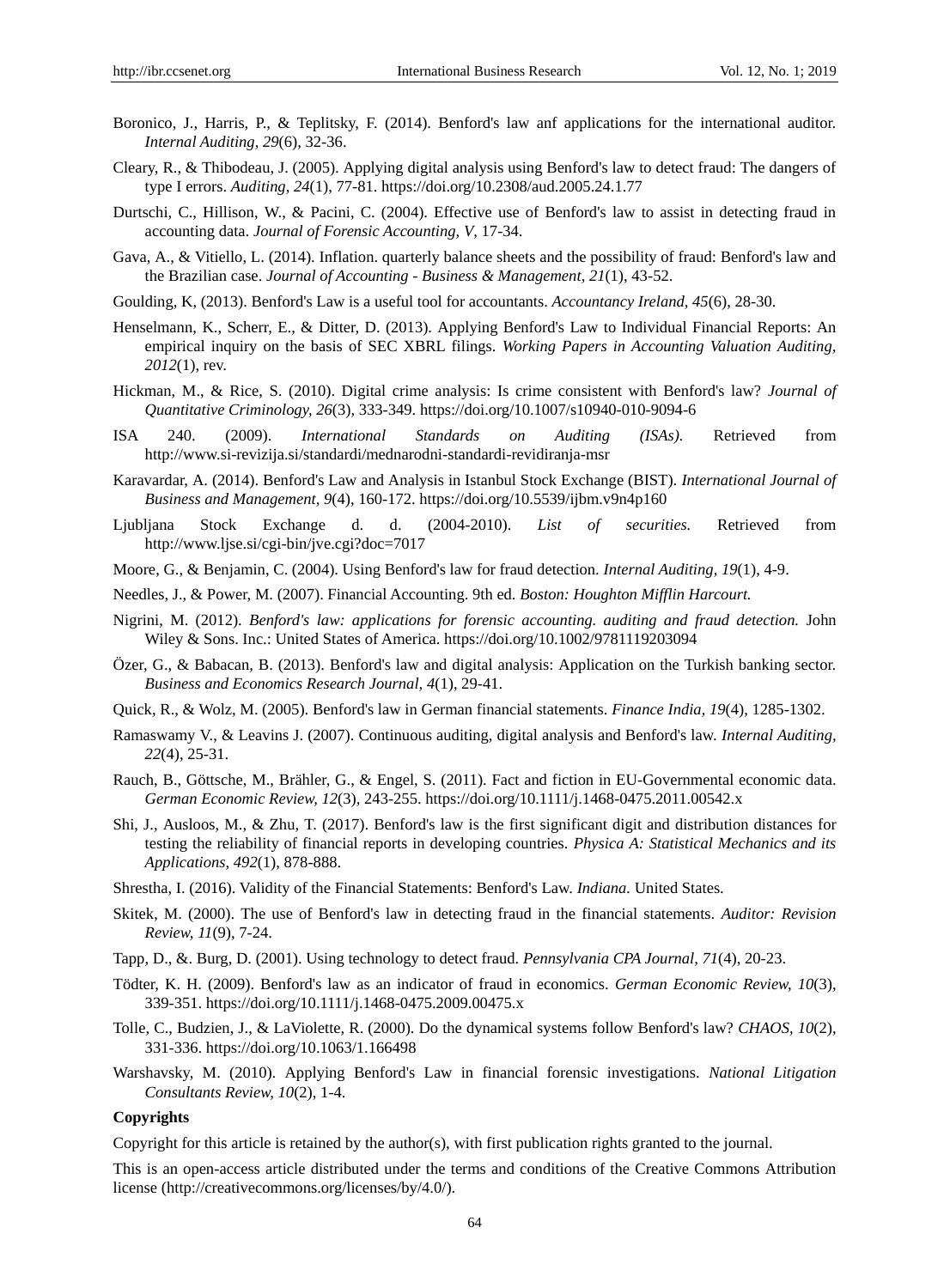Boronico, J., Harris, P., & Teplitsky, F. (2014). Benford's law anf applications for the international auditor. *Internal Auditing, 29*(6), 32-36.

Cleary, R., & Thibodeau, J. (2005). Applying digital analysis using Benford's law to detect fraud: The dangers of type I errors. *Auditing, 24*(1), 77-81. https://doi.org/10.2308/aud.2005.24.1.77

Durtschi, C., Hillison, W., & Pacini, C. (2004). Effective use of Benford's law to assist in detecting fraud in accounting data. *Journal of Forensic Accounting, V*, 17-34.

Gava, A., & Vitiello, L. (2014). Inflation. quarterly balance sheets and the possibility of fraud: Benford's law and the Brazilian case. *Journal of Accounting - Business & Management, 21*(1), 43-52.

Goulding, K, (2013). Benford's Law is a useful tool for accountants. *Accountancy Ireland, 45*(6), 28-30.

Henselmann, K., Scherr, E., & Ditter, D. (2013). Applying Benford's Law to Individual Financial Reports: An empirical inquiry on the basis of SEC XBRL filings. *Working Papers in Accounting Valuation Auditing, 2012*(1), rev.

Hickman, M., & Rice, S. (2010). Digital crime analysis: Is crime consistent with Benford's law? *Journal of Quantitative Criminology, 26*(3), 333-349. https://doi.org/10.1007/s10940-010-9094-6

ISA 240. (2009). *International Standards on Auditing (ISAs)*. Retrieved from http://www.si-revizija.si/standardi/mednarodni-standardi-revidiranja-msr

Karavardar, A. (2014). Benford's Law and Analysis in Istanbul Stock Exchange (BIST). *International Journal of Business and Management, 9*(4), 160-172. https://doi.org/10.5539/ijbm.v9n4p160

Ljubljana Stock Exchange d. d. (2004-2010). *List of securities.* Retrieved from http://www.ljse.si/cgi-bin/jve.cgi?doc=7017

Moore, G., & Benjamin, C. (2004). Using Benford's law for fraud detection. *Internal Auditing, 19*(1), 4-9.

Needles, J., & Power, M. (2007). Financial Accounting. 9th ed. *Boston: Houghton Mifflin Harcourt.*

Nigrini, M. (2012). *Benford's law: applications for forensic accounting. auditing and fraud detection.* John Wiley & Sons. Inc.: United States of America. https://doi.org/10.1002/9781119203094

Özer, G., & Babacan, B. (2013). Benford's law and digital analysis: Application on the Turkish banking sector. *Business and Economics Research Journal, 4*(1), 29-41.

Quick, R., & Wolz, M. (2005). Benford's law in German financial statements. *Finance India, 19*(4), 1285-1302.

Ramaswamy V., & Leavins J. (2007). Continuous auditing, digital analysis and Benford's law. *Internal Auditing, 22*(4), 25-31.

Rauch, B., Göttsche, M., Brähler, G., & Engel, S. (2011). Fact and fiction in EU-Governmental economic data. *German Economic Review, 12*(3), 243-255. https://doi.org/10.1111/j.1468-0475.2011.00542.x

Shi, J., Ausloos, M., & Zhu, T. (2017). Benford's law is the first significant digit and distribution distances for testing the reliability of financial reports in developing countries. *Physica A: Statistical Mechanics and its Applications, 492*(1), 878-888.

Shrestha, I. (2016). Validity of the Financial Statements: Benford's Law. *Indiana.* United States.

Skitek, M. (2000). The use of Benford's law in detecting fraud in the financial statements. *Auditor: Revision Review, 11*(9), 7-24.

Tapp, D., &. Burg, D. (2001). Using technology to detect fraud. *Pennsylvania CPA Journal, 71*(4), 20-23.

Tödter, K. H. (2009). Benford's law as an indicator of fraud in economics. *German Economic Review, 10*(3), 339-351. https://doi.org/10.1111/j.1468-0475.2009.00475.x

Tolle, C., Budzien, J., & LaViolette, R. (2000). Do the dynamical systems follow Benford's law? *CHAOS, 10*(2), 331-336. https://doi.org/10.1063/1.166498

Warshavsky, M. (2010). Applying Benford's Law in financial forensic investigations. *National Litigation Consultants Review, 10*(2), 1-4.

**Copyrights**

Copyright for this article is retained by the author(s), with first publication rights granted to the journal.

This is an open-access article distributed under the terms and conditions of the Creative Commons Attribution license (http://creativecommons.org/licenses/by/4.0/).